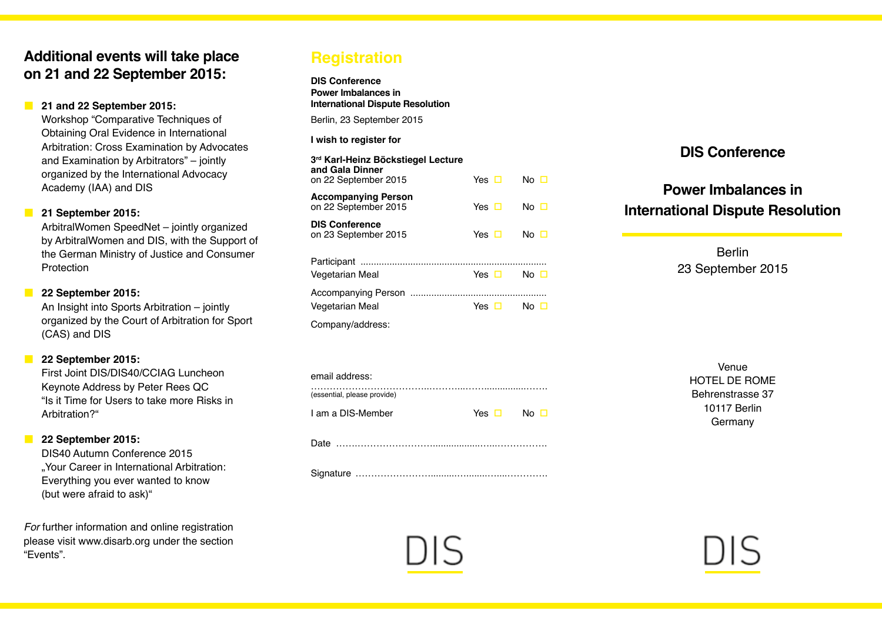## Additional events will take place on 21 and 22 September 2015:

- **21 and 22 September 2015:**
  Workshop "Comparative Techniques of Obtaining Oral Evidence in International Arbitration: Cross Examination by Advocates and Examination by Arbitrators" – jointly organized by the International Advocacy Academy (IAA) and DIS

- **21 September 2015:**
  ArbitralWomen SpeedNet – jointly organized by ArbitralWomen and DIS, with the Support of the German Ministry of Justice and Consumer Protection

- **22 September 2015:**
  An Insight into Sports Arbitration – jointly organized by the Court of Arbitration for Sport (CAS) and DIS

- **22 September 2015:**
  First Joint DIS/DIS40/CCIAG Luncheon
  Keynote Address by Peter Rees QC
  "Is it Time for Users to take more Risks in Arbitration?"

- **22 September 2015:**
  DIS40 Autumn Conference 2015
  „Your Career in International Arbitration: Everything you ever wanted to know (but were afraid to ask)"

*For* further information and online registration please visit www.disarb.org under the section "Events".

## Registration

**DIS Conference**
**Power Imbalances in**
**International Dispute Resolution**

Berlin, 23 September 2015

**I wish to register for**

**3rd Karl-Heinz Böckstiegel Lecture and Gala Dinner**
on 22 September 2015 Yes ☐ No ☐

**Accompanying Person**
on 22 September 2015 Yes ☐ No ☐

**DIS Conference**
on 23 September 2015 Yes ☐ No ☐

Participant ......................................................................
Vegetarian Meal Yes ☐ No ☐

Accompanying Person ...................................................
Vegetarian Meal Yes ☐ No ☐

Company/address:

email address:
……………………………….………..……...............…….
(essential, please provide)

I am a DIS-Member Yes ☐ No ☐

Date ……………………………................….…..…………….

Signature ……………………..........…........…....………….

DIS

# DIS Conference

# Power Imbalances in International Dispute Resolution

Berlin
23 September 2015

Venue
HOTEL DE ROME
Behrenstrasse 37
10117 Berlin
Germany

DIS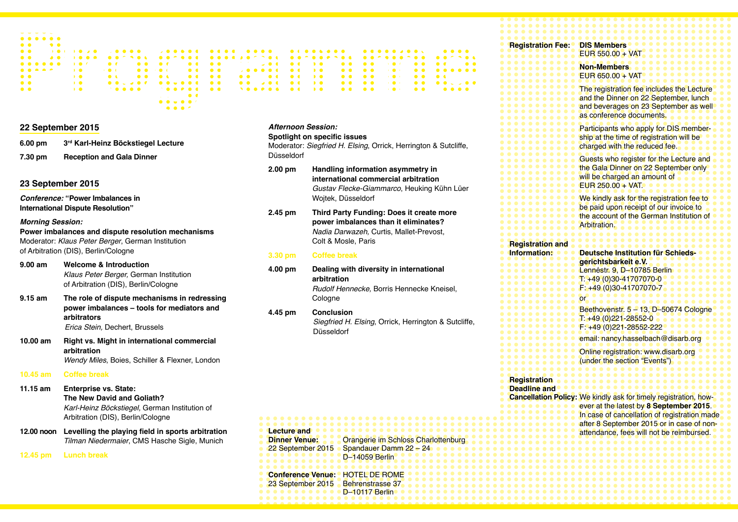# Programme

## 22 September 2015

**6.00 pm** **3rd Karl-Heinz Böckstiegel Lecture**

**7.30 pm** **Reception and Gala Dinner**

## 23 September 2015

***Conference:* "Power Imbalances in International Dispute Resolution"**

***Morning Session:***
**Power imbalances and dispute resolution mechanisms**
Moderator: *Klaus Peter Berger*, German Institution of Arbitration (DIS), Berlin/Cologne

**9.00 am** **Welcome & Introduction**
*Klaus Peter Berger,* German Institution of Arbitration (DIS), Berlin/Cologne

**9.15 am** **The role of dispute mechanisms in redressing power imbalances – tools for mediators and arbitrators**
*Erica Stein,* Dechert, Brussels

**10.00 am** **Right vs. Might in international commercial arbitration**
*Wendy Miles*, Boies, Schiller & Flexner, London

**10.45 am** **Coffee break**

**11.15 am** **Enterprise vs. State: The New David and Goliath?**
*Karl-Heinz Böckstiegel,* German Institution of Arbitration (DIS), Berlin/Cologne

**12.00 noon** **Levelling the playing field in sports arbitration**
*Tilman Niedermaier*, CMS Hasche Sigle, Munich

**12.45 pm** **Lunch break**

***Afternoon Session:***
**Spotlight on specific issues**
Moderator: *Siegfried H. Elsing*, Orrick, Herrington & Sutcliffe, Düsseldorf

**2.00 pm** **Handling information asymmetry in international commercial arbitration**
*Gustav Flecke-Giammarco*, Heuking Kühn Lüer Wojtek, Düsseldorf

**2.45 pm** **Third Party Funding: Does it create more power imbalances than it eliminates?**
*Nadia Darwazeh,* Curtis, Mallet-Prevost, Colt & Mosle, Paris

**3.30 pm** **Coffee break**

**4.00 pm** **Dealing with diversity in international arbitration**
*Rudolf Hennecke,* Borris Hennecke Kneisel, Cologne

**4.45 pm** **Conclusion**
*Siegfried H. Elsing*, Orrick, Herrington & Sutcliffe, Düsseldorf

**Lecture and Dinner Venue:**
22 September 2015
Orangerie im Schloss Charlottenburg
Spandauer Damm 22 – 24
D–14059 Berlin

**Conference Venue:**
23 September 2015
HOTEL DE ROME
Behrenstrasse 37
D–10117 Berlin

**Registration Fee:**

**DIS Members**
EUR 550.00 + VAT

**Non-Members**
EUR 650.00 + VAT

The registration fee includes the Lecture and the Dinner on 22 September, lunch and beverages on 23 September as well as conference documents.

Participants who apply for DIS membership at the time of registration will be charged with the reduced fee.

Guests who register for the Lecture and the Gala Dinner on 22 September only will be charged an amount of EUR 250.00 + VAT.

We kindly ask for the registration fee to be paid upon receipt of our invoice to the account of the German Institution of Arbitration.

**Registration and Information:**

**Deutsche Institution für Schiedsgerichtsbarkeit e.V.**
Lennéstr. 9, D–10785 Berlin
T: +49 (0)30-41707070-0
F: +49 (0)30-41707070-7

or

Beethovenstr. 5 – 13, D–50674 Cologne
T: +49 (0)221-28552-0
F: +49 (0)221-28552-222

email: nancy.hasselbach@disarb.org

Online registration: www.disarb.org (under the section "Events")

**Registration Deadline and Cancellation Policy:** We kindly ask for timely registration, however at the latest by **8 September 2015**. In case of cancellation of registration made after 8 September 2015 or in case of non-attendance, fees will not be reimbursed.